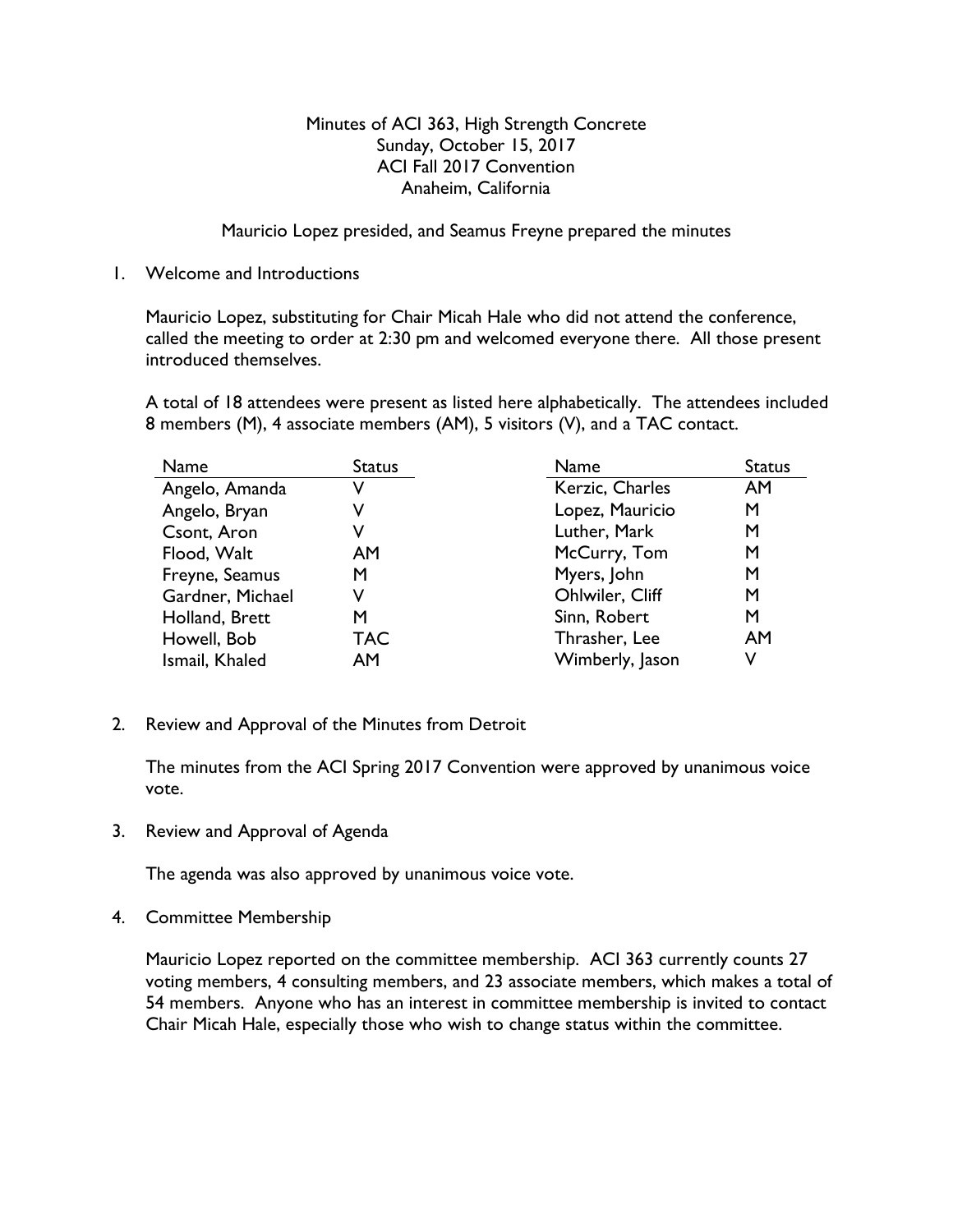# Minutes of ACI 363, High Strength Concrete

Sunday, October 15, 2017
ACI Fall 2017 Convention
Anaheim, California

Mauricio Lopez presided, and Seamus Freyne prepared the minutes

## 1. Welcome and Introductions

Mauricio Lopez, substituting for Chair Micah Hale who did not attend the conference, called the meeting to order at 2:30 pm and welcomed everyone there. All those present introduced themselves.

A total of 18 attendees were present as listed here alphabetically. The attendees included 8 members (M), 4 associate members (AM), 5 visitors (V), and a TAC contact.

| Name | Status | Name | Status |
|---|---|---|---|
| Angelo, Amanda | V | Kerzic, Charles | AM |
| Angelo, Bryan | V | Lopez, Mauricio | M |
| Csont, Aron | V | Luther, Mark | M |
| Flood, Walt | AM | McCurry, Tom | M |
| Freyne, Seamus | M | Myers, John | M |
| Gardner, Michael | V | Ohlwiler, Cliff | M |
| Holland, Brett | M | Sinn, Robert | M |
| Howell, Bob | TAC | Thrasher, Lee | AM |
| Ismail, Khaled | AM | Wimberly, Jason | V |

## 2. Review and Approval of the Minutes from Detroit

The minutes from the ACI Spring 2017 Convention were approved by unanimous voice vote.

## 3. Review and Approval of Agenda

The agenda was also approved by unanimous voice vote.

## 4. Committee Membership

Mauricio Lopez reported on the committee membership. ACI 363 currently counts 27 voting members, 4 consulting members, and 23 associate members, which makes a total of 54 members. Anyone who has an interest in committee membership is invited to contact Chair Micah Hale, especially those who wish to change status within the committee.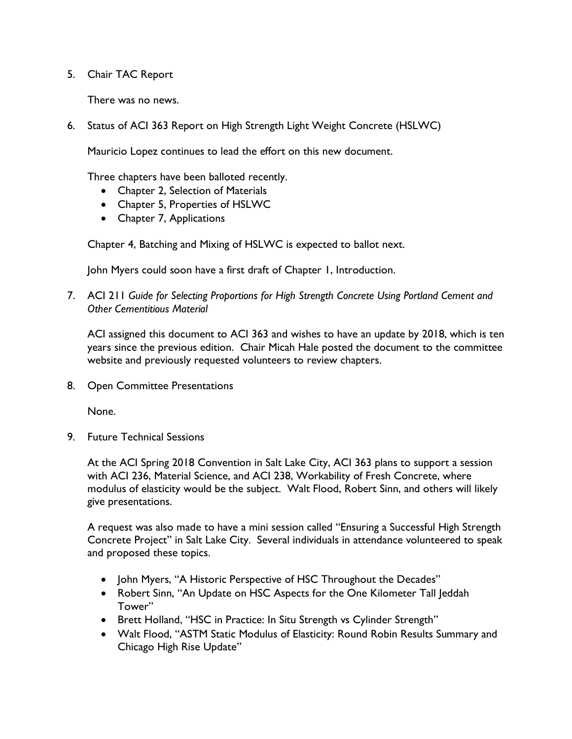5. Chair TAC Report

   There was no news.

6. Status of ACI 363 Report on High Strength Light Weight Concrete (HSLWC)

   Mauricio Lopez continues to lead the effort on this new document.

   Three chapters have been balloted recently.

   - Chapter 2, Selection of Materials
   - Chapter 5, Properties of HSLWC
   - Chapter 7, Applications

   Chapter 4, Batching and Mixing of HSLWC is expected to ballot next.

   John Myers could soon have a first draft of Chapter 1, Introduction.

7. ACI 211 *Guide for Selecting Proportions for High Strength Concrete Using Portland Cement and Other Cementitious Material*

   ACI assigned this document to ACI 363 and wishes to have an update by 2018, which is ten years since the previous edition. Chair Micah Hale posted the document to the committee website and previously requested volunteers to review chapters.

8. Open Committee Presentations

   None.

9. Future Technical Sessions

   At the ACI Spring 2018 Convention in Salt Lake City, ACI 363 plans to support a session with ACI 236, Material Science, and ACI 238, Workability of Fresh Concrete, where modulus of elasticity would be the subject. Walt Flood, Robert Sinn, and others will likely give presentations.

   A request was also made to have a mini session called "Ensuring a Successful High Strength Concrete Project" in Salt Lake City. Several individuals in attendance volunteered to speak and proposed these topics.

   - John Myers, "A Historic Perspective of HSC Throughout the Decades"
   - Robert Sinn, "An Update on HSC Aspects for the One Kilometer Tall Jeddah Tower"
   - Brett Holland, "HSC in Practice: In Situ Strength vs Cylinder Strength"
   - Walt Flood, "ASTM Static Modulus of Elasticity: Round Robin Results Summary and Chicago High Rise Update"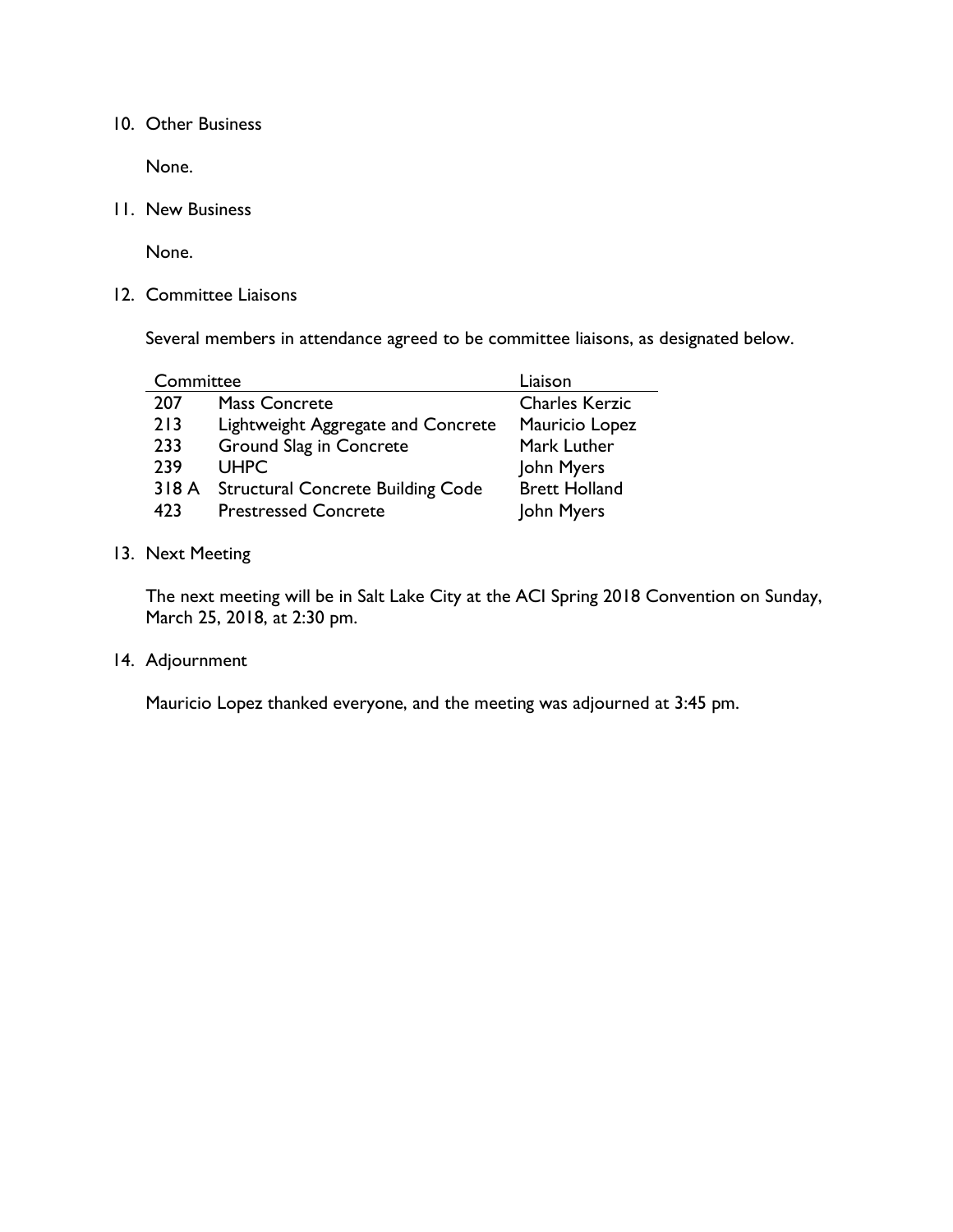10. Other Business

    None.

11. New Business

    None.

12. Committee Liaisons

    Several members in attendance agreed to be committee liaisons, as designated below.

| Committee | | Liaison |
|---|---|---|
| 207 | Mass Concrete | Charles Kerzic |
| 213 | Lightweight Aggregate and Concrete | Mauricio Lopez |
| 233 | Ground Slag in Concrete | Mark Luther |
| 239 | UHPC | John Myers |
| 318 A | Structural Concrete Building Code | Brett Holland |
| 423 | Prestressed Concrete | John Myers |

13. Next Meeting

    The next meeting will be in Salt Lake City at the ACI Spring 2018 Convention on Sunday, March 25, 2018, at 2:30 pm.

14. Adjournment

    Mauricio Lopez thanked everyone, and the meeting was adjourned at 3:45 pm.